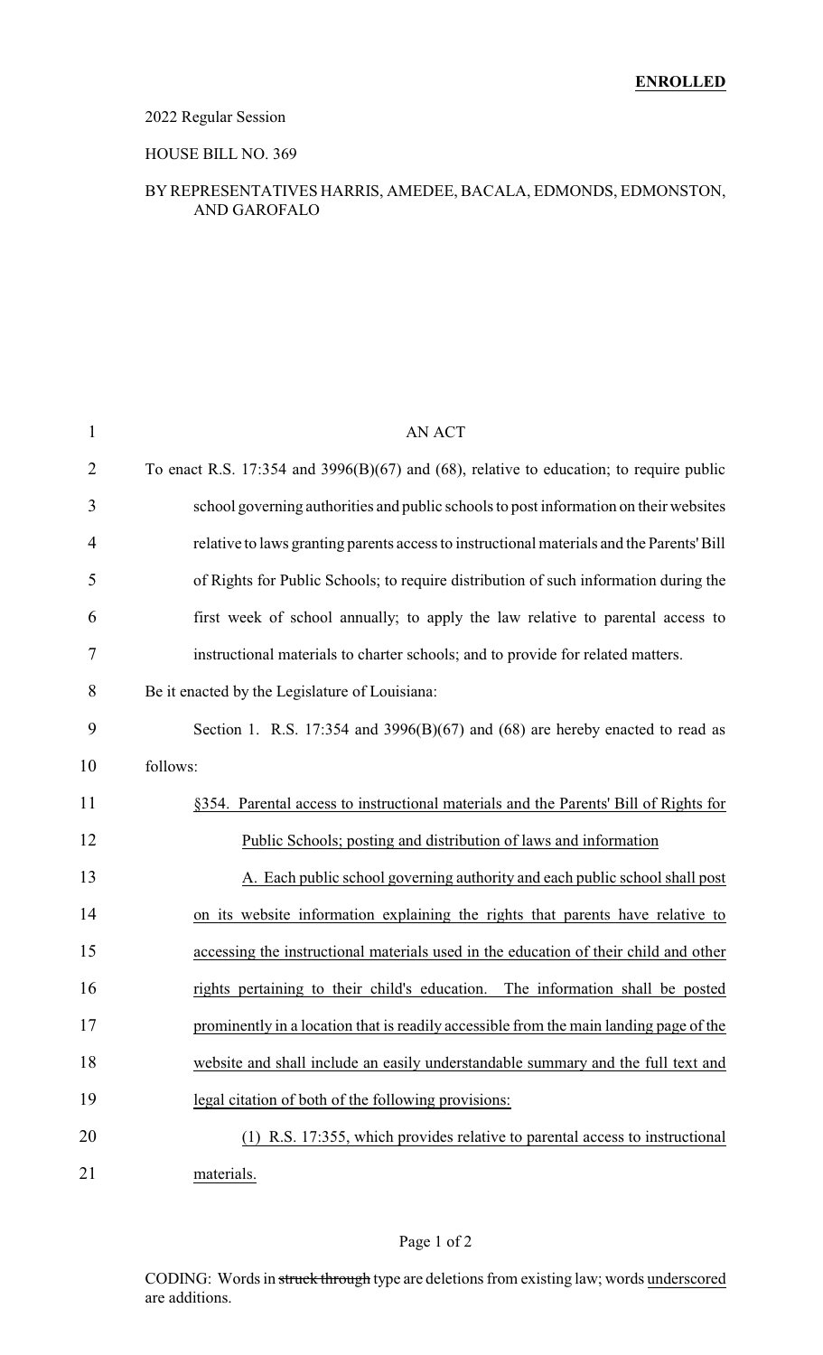**ENROLLED**

2022 Regular Session

HOUSE BILL NO. 369

BY REPRESENTATIVES HARRIS, AMEDEE, BACALA, EDMONDS, EDMONSTON, AND GAROFALO

AN ACT

To enact R.S. 17:354 and 3996(B)(67) and (68), relative to education; to require public school governing authorities and public schools to post information on their websites relative to laws granting parents access to instructional materials and the Parents' Bill of Rights for Public Schools; to require distribution of such information during the first week of school annually; to apply the law relative to parental access to instructional materials to charter schools; and to provide for related matters.

Be it enacted by the Legislature of Louisiana:

Section 1. R.S. 17:354 and 3996(B)(67) and (68) are hereby enacted to read as follows:

§354. Parental access to instructional materials and the Parents' Bill of Rights for Public Schools; posting and distribution of laws and information

A. Each public school governing authority and each public school shall post on its website information explaining the rights that parents have relative to accessing the instructional materials used in the education of their child and other rights pertaining to their child's education. The information shall be posted prominently in a location that is readily accessible from the main landing page of the website and shall include an easily understandable summary and the full text and legal citation of both of the following provisions:

(1) R.S. 17:355, which provides relative to parental access to instructional materials.

CODING: Words in ~~struck through~~ type are deletions from existing law; words underscored are additions.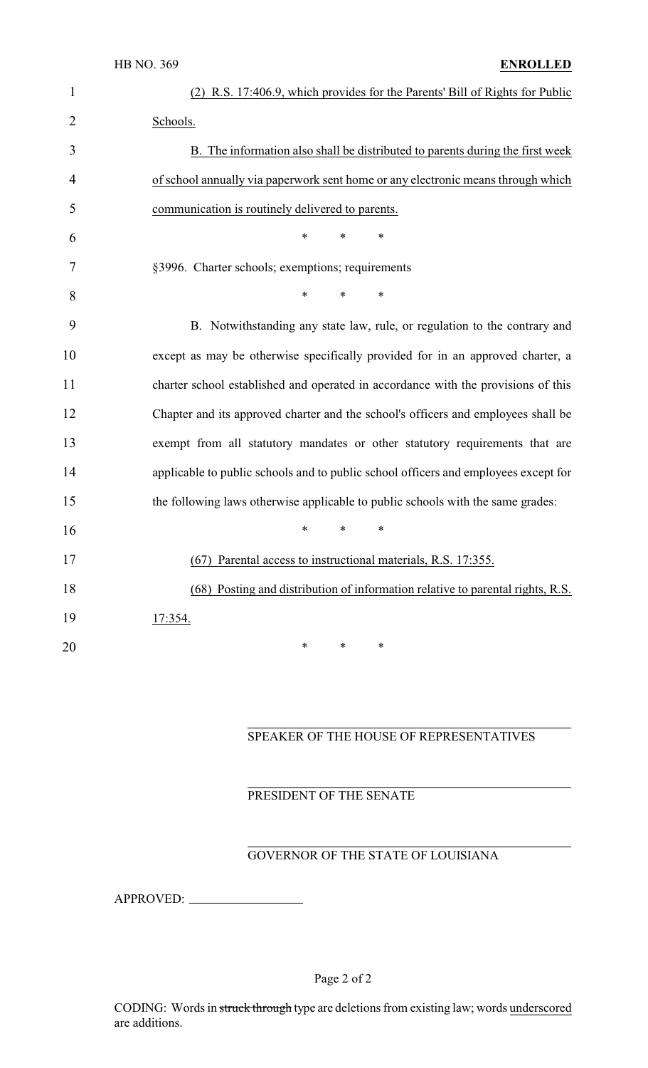(2) R.S. 17:406.9, which provides for the Parents' Bill of Rights for Public Schools.

B. The information also shall be distributed to parents during the first week of school annually via paperwork sent home or any electronic means through which communication is routinely delivered to parents.

\* \* \*

§3996. Charter schools; exemptions; requirements

\* \* \*

B. Notwithstanding any state law, rule, or regulation to the contrary and except as may be otherwise specifically provided for in an approved charter, a charter school established and operated in accordance with the provisions of this Chapter and its approved charter and the school's officers and employees shall be exempt from all statutory mandates or other statutory requirements that are applicable to public schools and to public school officers and employees except for the following laws otherwise applicable to public schools with the same grades:

\* \* \*

(67) Parental access to instructional materials, R.S. 17:355.

(68) Posting and distribution of information relative to parental rights, R.S. 17:354.

\* \* \*

SPEAKER OF THE HOUSE OF REPRESENTATIVES

PRESIDENT OF THE SENATE

GOVERNOR OF THE STATE OF LOUISIANA

APPROVED: ____________

CODING: Words in ~~struck through~~ type are deletions from existing law; words underscored are additions.